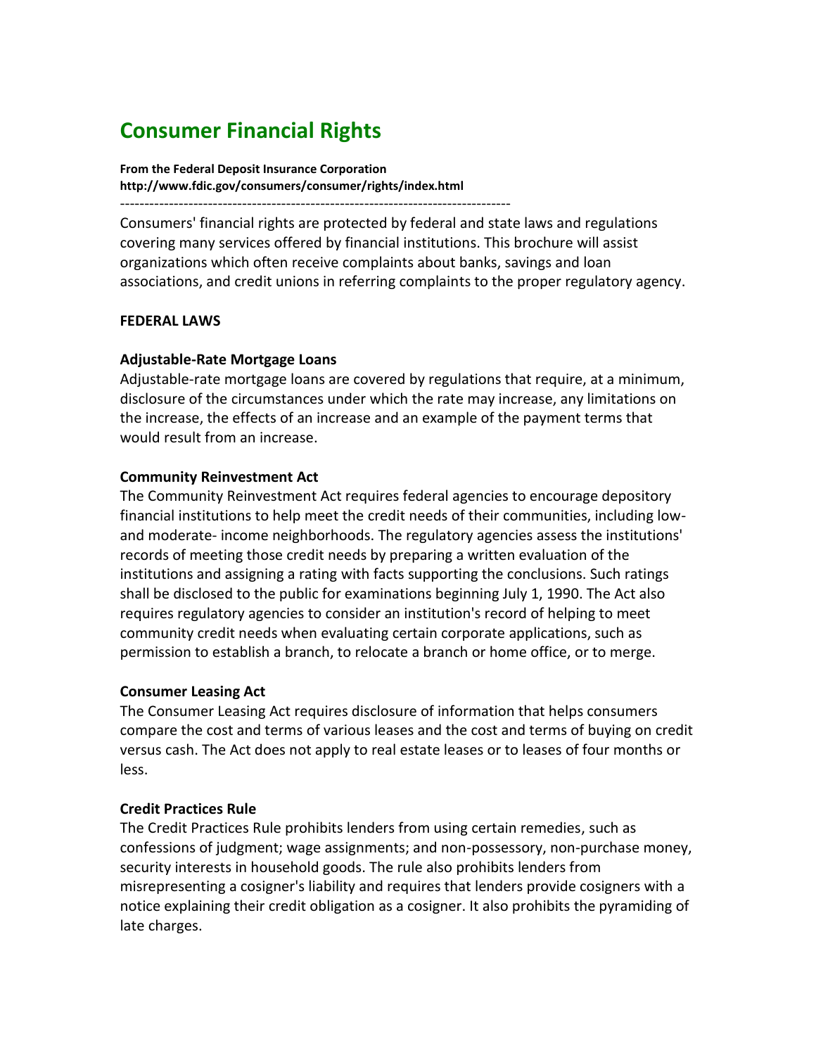# Consumer Financial Rights

**From the Federal Deposit Insurance Corporation**
**http://www.fdic.gov/consumers/consumer/rights/index.html**

---

Consumers' financial rights are protected by federal and state laws and regulations covering many services offered by financial institutions. This brochure will assist organizations which often receive complaints about banks, savings and loan associations, and credit unions in referring complaints to the proper regulatory agency.

**FEDERAL LAWS**

**Adjustable-Rate Mortgage Loans**
Adjustable-rate mortgage loans are covered by regulations that require, at a minimum, disclosure of the circumstances under which the rate may increase, any limitations on the increase, the effects of an increase and an example of the payment terms that would result from an increase.

**Community Reinvestment Act**
The Community Reinvestment Act requires federal agencies to encourage depository financial institutions to help meet the credit needs of their communities, including low- and moderate- income neighborhoods. The regulatory agencies assess the institutions' records of meeting those credit needs by preparing a written evaluation of the institutions and assigning a rating with facts supporting the conclusions. Such ratings shall be disclosed to the public for examinations beginning July 1, 1990. The Act also requires regulatory agencies to consider an institution's record of helping to meet community credit needs when evaluating certain corporate applications, such as permission to establish a branch, to relocate a branch or home office, or to merge.

**Consumer Leasing Act**
The Consumer Leasing Act requires disclosure of information that helps consumers compare the cost and terms of various leases and the cost and terms of buying on credit versus cash. The Act does not apply to real estate leases or to leases of four months or less.

**Credit Practices Rule**
The Credit Practices Rule prohibits lenders from using certain remedies, such as confessions of judgment; wage assignments; and non-possessory, non-purchase money, security interests in household goods. The rule also prohibits lenders from misrepresenting a cosigner's liability and requires that lenders provide cosigners with a notice explaining their credit obligation as a cosigner. It also prohibits the pyramiding of late charges.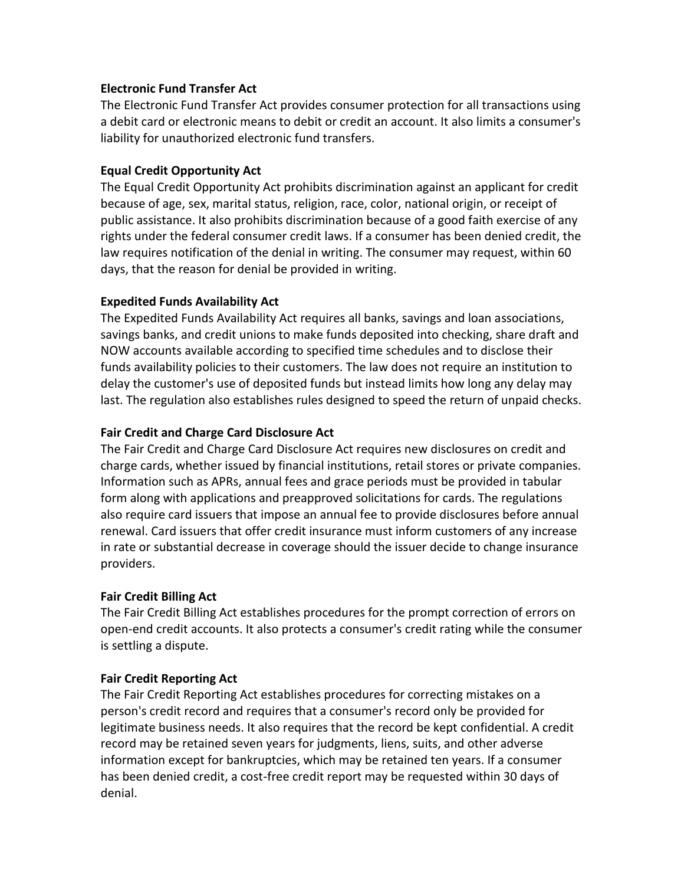**Electronic Fund Transfer Act**

The Electronic Fund Transfer Act provides consumer protection for all transactions using a debit card or electronic means to debit or credit an account. It also limits a consumer's liability for unauthorized electronic fund transfers.

**Equal Credit Opportunity Act**

The Equal Credit Opportunity Act prohibits discrimination against an applicant for credit because of age, sex, marital status, religion, race, color, national origin, or receipt of public assistance. It also prohibits discrimination because of a good faith exercise of any rights under the federal consumer credit laws. If a consumer has been denied credit, the law requires notification of the denial in writing. The consumer may request, within 60 days, that the reason for denial be provided in writing.

**Expedited Funds Availability Act**

The Expedited Funds Availability Act requires all banks, savings and loan associations, savings banks, and credit unions to make funds deposited into checking, share draft and NOW accounts available according to specified time schedules and to disclose their funds availability policies to their customers. The law does not require an institution to delay the customer's use of deposited funds but instead limits how long any delay may last. The regulation also establishes rules designed to speed the return of unpaid checks.

**Fair Credit and Charge Card Disclosure Act**

The Fair Credit and Charge Card Disclosure Act requires new disclosures on credit and charge cards, whether issued by financial institutions, retail stores or private companies. Information such as APRs, annual fees and grace periods must be provided in tabular form along with applications and preapproved solicitations for cards. The regulations also require card issuers that impose an annual fee to provide disclosures before annual renewal. Card issuers that offer credit insurance must inform customers of any increase in rate or substantial decrease in coverage should the issuer decide to change insurance providers.

**Fair Credit Billing Act**

The Fair Credit Billing Act establishes procedures for the prompt correction of errors on open-end credit accounts. It also protects a consumer's credit rating while the consumer is settling a dispute.

**Fair Credit Reporting Act**

The Fair Credit Reporting Act establishes procedures for correcting mistakes on a person's credit record and requires that a consumer's record only be provided for legitimate business needs. It also requires that the record be kept confidential. A credit record may be retained seven years for judgments, liens, suits, and other adverse information except for bankruptcies, which may be retained ten years. If a consumer has been denied credit, a cost-free credit report may be requested within 30 days of denial.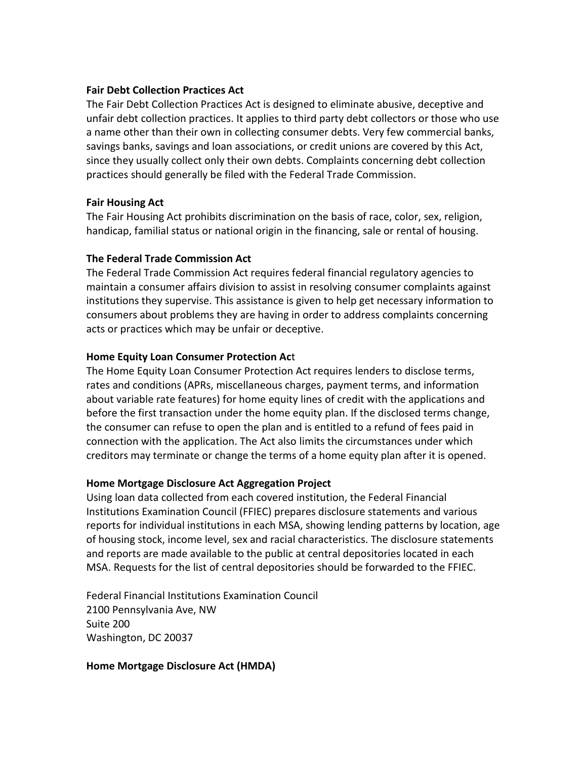**Fair Debt Collection Practices Act**

The Fair Debt Collection Practices Act is designed to eliminate abusive, deceptive and unfair debt collection practices. It applies to third party debt collectors or those who use a name other than their own in collecting consumer debts. Very few commercial banks, savings banks, savings and loan associations, or credit unions are covered by this Act, since they usually collect only their own debts. Complaints concerning debt collection practices should generally be filed with the Federal Trade Commission.

**Fair Housing Act**

The Fair Housing Act prohibits discrimination on the basis of race, color, sex, religion, handicap, familial status or national origin in the financing, sale or rental of housing.

**The Federal Trade Commission Act**

The Federal Trade Commission Act requires federal financial regulatory agencies to maintain a consumer affairs division to assist in resolving consumer complaints against institutions they supervise. This assistance is given to help get necessary information to consumers about problems they are having in order to address complaints concerning acts or practices which may be unfair or deceptive.

**Home Equity Loan Consumer Protection Ac**t

The Home Equity Loan Consumer Protection Act requires lenders to disclose terms, rates and conditions (APRs, miscellaneous charges, payment terms, and information about variable rate features) for home equity lines of credit with the applications and before the first transaction under the home equity plan. If the disclosed terms change, the consumer can refuse to open the plan and is entitled to a refund of fees paid in connection with the application. The Act also limits the circumstances under which creditors may terminate or change the terms of a home equity plan after it is opened.

**Home Mortgage Disclosure Act Aggregation Project**

Using loan data collected from each covered institution, the Federal Financial Institutions Examination Council (FFIEC) prepares disclosure statements and various reports for individual institutions in each MSA, showing lending patterns by location, age of housing stock, income level, sex and racial characteristics. The disclosure statements and reports are made available to the public at central depositories located in each MSA. Requests for the list of central depositories should be forwarded to the FFIEC.

Federal Financial Institutions Examination Council
2100 Pennsylvania Ave, NW
Suite 200
Washington, DC 20037

**Home Mortgage Disclosure Act (HMDA)**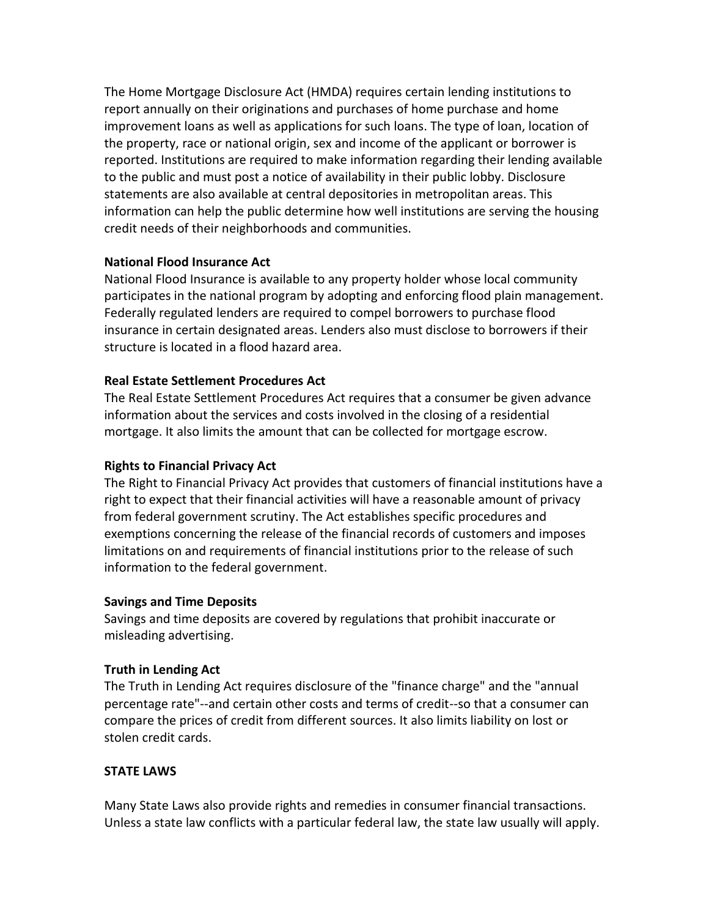The Home Mortgage Disclosure Act (HMDA) requires certain lending institutions to report annually on their originations and purchases of home purchase and home improvement loans as well as applications for such loans. The type of loan, location of the property, race or national origin, sex and income of the applicant or borrower is reported. Institutions are required to make information regarding their lending available to the public and must post a notice of availability in their public lobby. Disclosure statements are also available at central depositories in metropolitan areas. This information can help the public determine how well institutions are serving the housing credit needs of their neighborhoods and communities.

**National Flood Insurance Act**

National Flood Insurance is available to any property holder whose local community participates in the national program by adopting and enforcing flood plain management. Federally regulated lenders are required to compel borrowers to purchase flood insurance in certain designated areas. Lenders also must disclose to borrowers if their structure is located in a flood hazard area.

**Real Estate Settlement Procedures Act**

The Real Estate Settlement Procedures Act requires that a consumer be given advance information about the services and costs involved in the closing of a residential mortgage. It also limits the amount that can be collected for mortgage escrow.

**Rights to Financial Privacy Act**

The Right to Financial Privacy Act provides that customers of financial institutions have a right to expect that their financial activities will have a reasonable amount of privacy from federal government scrutiny. The Act establishes specific procedures and exemptions concerning the release of the financial records of customers and imposes limitations on and requirements of financial institutions prior to the release of such information to the federal government.

**Savings and Time Deposits**

Savings and time deposits are covered by regulations that prohibit inaccurate or misleading advertising.

**Truth in Lending Act**

The Truth in Lending Act requires disclosure of the "finance charge" and the "annual percentage rate"--and certain other costs and terms of credit--so that a consumer can compare the prices of credit from different sources. It also limits liability on lost or stolen credit cards.

**STATE LAWS**

Many State Laws also provide rights and remedies in consumer financial transactions. Unless a state law conflicts with a particular federal law, the state law usually will apply.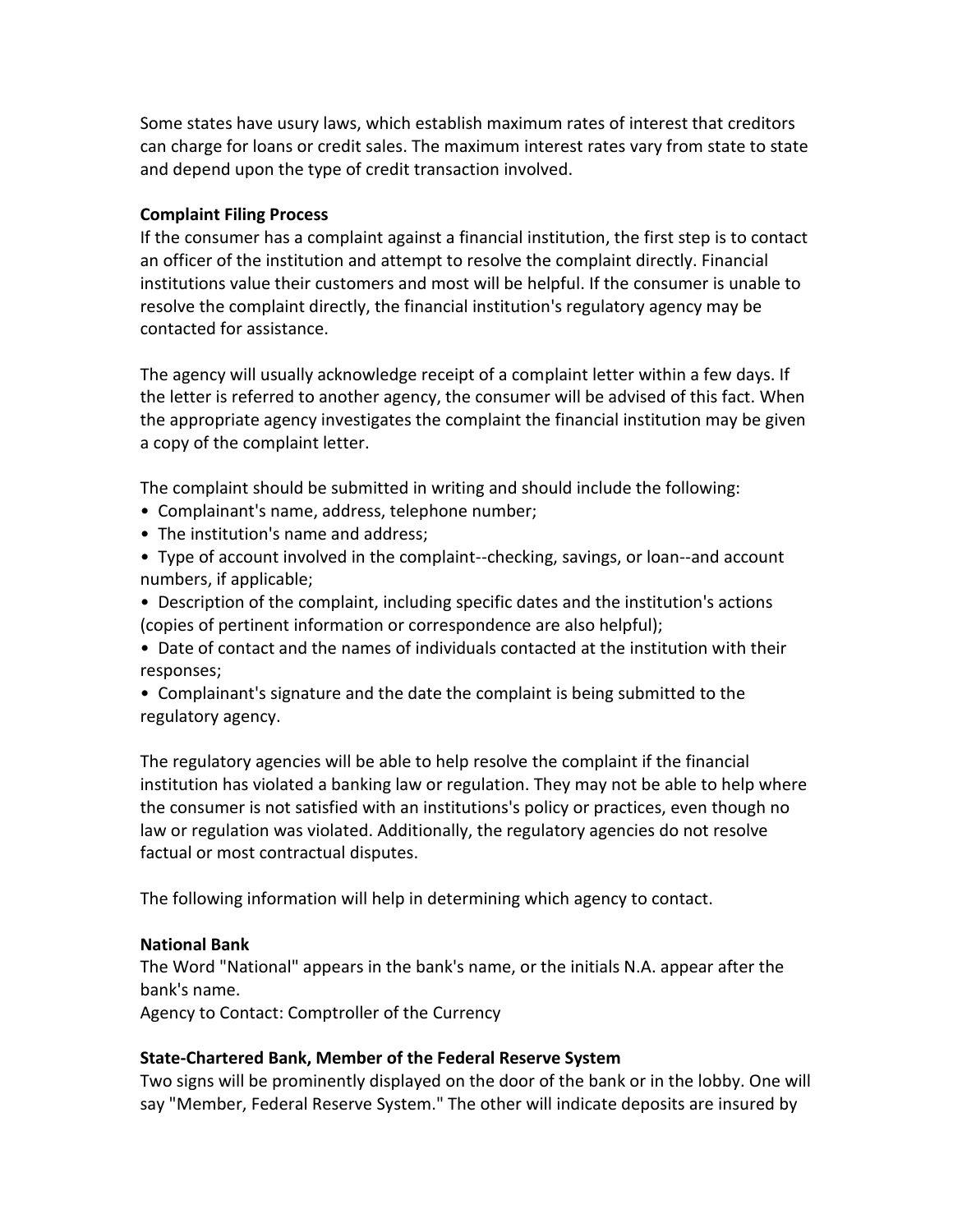Some states have usury laws, which establish maximum rates of interest that creditors can charge for loans or credit sales. The maximum interest rates vary from state to state and depend upon the type of credit transaction involved.

**Complaint Filing Process**

If the consumer has a complaint against a financial institution, the first step is to contact an officer of the institution and attempt to resolve the complaint directly. Financial institutions value their customers and most will be helpful. If the consumer is unable to resolve the complaint directly, the financial institution's regulatory agency may be contacted for assistance.

The agency will usually acknowledge receipt of a complaint letter within a few days. If the letter is referred to another agency, the consumer will be advised of this fact. When the appropriate agency investigates the complaint the financial institution may be given a copy of the complaint letter.

The complaint should be submitted in writing and should include the following:

- Complainant's name, address, telephone number;
- The institution's name and address;
- Type of account involved in the complaint--checking, savings, or loan--and account numbers, if applicable;
- Description of the complaint, including specific dates and the institution's actions (copies of pertinent information or correspondence are also helpful);
- Date of contact and the names of individuals contacted at the institution with their responses;
- Complainant's signature and the date the complaint is being submitted to the regulatory agency.

The regulatory agencies will be able to help resolve the complaint if the financial institution has violated a banking law or regulation. They may not be able to help where the consumer is not satisfied with an institutions's policy or practices, even though no law or regulation was violated. Additionally, the regulatory agencies do not resolve factual or most contractual disputes.

The following information will help in determining which agency to contact.

**National Bank**

The Word "National" appears in the bank's name, or the initials N.A. appear after the bank's name.
Agency to Contact: Comptroller of the Currency

**State-Chartered Bank, Member of the Federal Reserve System**

Two signs will be prominently displayed on the door of the bank or in the lobby. One will say "Member, Federal Reserve System." The other will indicate deposits are insured by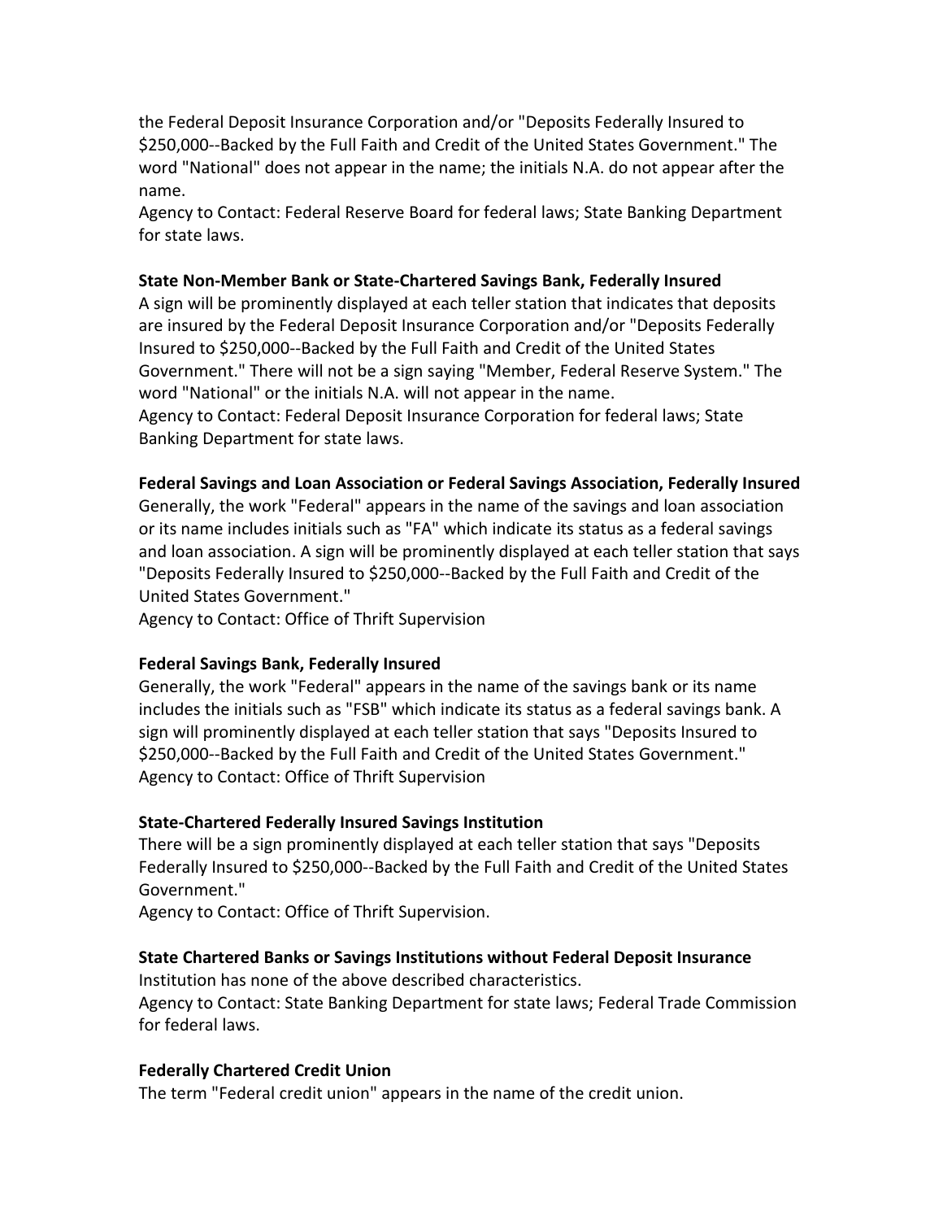the Federal Deposit Insurance Corporation and/or "Deposits Federally Insured to $250,000--Backed by the Full Faith and Credit of the United States Government." The word "National" does not appear in the name; the initials N.A. do not appear after the name.
Agency to Contact: Federal Reserve Board for federal laws; State Banking Department for state laws.

**State Non-Member Bank or State-Chartered Savings Bank, Federally Insured**
A sign will be prominently displayed at each teller station that indicates that deposits are insured by the Federal Deposit Insurance Corporation and/or "Deposits Federally Insured to $250,000--Backed by the Full Faith and Credit of the United States Government." There will not be a sign saying "Member, Federal Reserve System." The word "National" or the initials N.A. will not appear in the name.
Agency to Contact: Federal Deposit Insurance Corporation for federal laws; State Banking Department for state laws.

**Federal Savings and Loan Association or Federal Savings Association, Federally Insured**
Generally, the work "Federal" appears in the name of the savings and loan association or its name includes initials such as "FA" which indicate its status as a federal savings and loan association. A sign will be prominently displayed at each teller station that says "Deposits Federally Insured to $250,000--Backed by the Full Faith and Credit of the United States Government."
Agency to Contact: Office of Thrift Supervision

**Federal Savings Bank, Federally Insured**
Generally, the work "Federal" appears in the name of the savings bank or its name includes the initials such as "FSB" which indicate its status as a federal savings bank. A sign will prominently displayed at each teller station that says "Deposits Insured to $250,000--Backed by the Full Faith and Credit of the United States Government."
Agency to Contact: Office of Thrift Supervision

**State-Chartered Federally Insured Savings Institution**
There will be a sign prominently displayed at each teller station that says "Deposits Federally Insured to $250,000--Backed by the Full Faith and Credit of the United States Government."
Agency to Contact: Office of Thrift Supervision.

**State Chartered Banks or Savings Institutions without Federal Deposit Insurance**
Institution has none of the above described characteristics.
Agency to Contact: State Banking Department for state laws; Federal Trade Commission for federal laws.

**Federally Chartered Credit Union**
The term "Federal credit union" appears in the name of the credit union.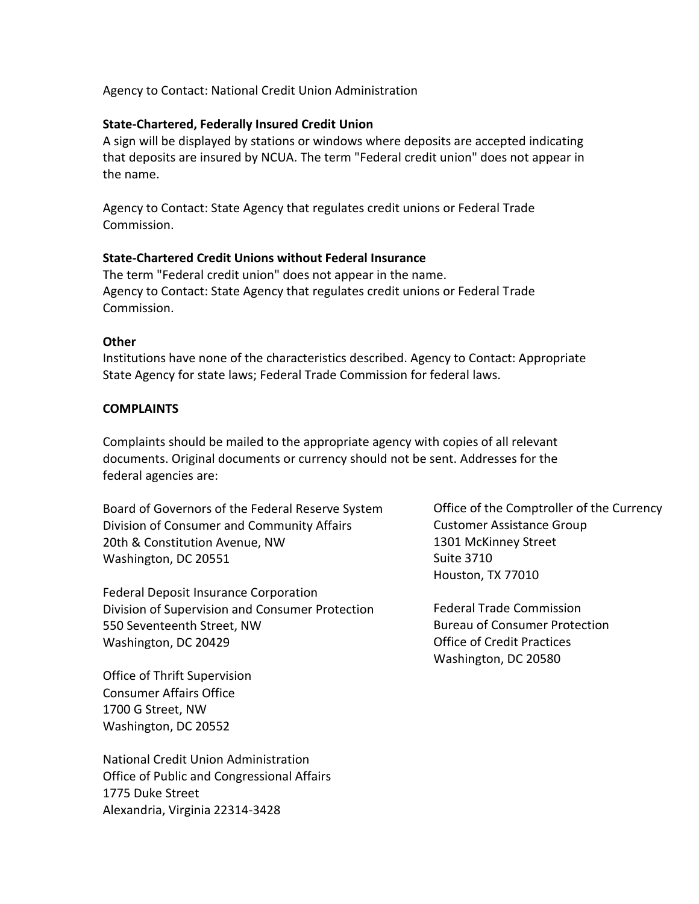Agency to Contact: National Credit Union Administration

**State-Chartered, Federally Insured Credit Union**
A sign will be displayed by stations or windows where deposits are accepted indicating that deposits are insured by NCUA. The term "Federal credit union" does not appear in the name.

Agency to Contact: State Agency that regulates credit unions or Federal Trade Commission.

**State-Chartered Credit Unions without Federal Insurance**
The term "Federal credit union" does not appear in the name.
Agency to Contact: State Agency that regulates credit unions or Federal Trade Commission.

**Other**
Institutions have none of the characteristics described. Agency to Contact: Appropriate State Agency for state laws; Federal Trade Commission for federal laws.

**COMPLAINTS**

Complaints should be mailed to the appropriate agency with copies of all relevant documents. Original documents or currency should not be sent. Addresses for the federal agencies are:

Board of Governors of the Federal Reserve System
Division of Consumer and Community Affairs
20th & Constitution Avenue, NW
Washington, DC 20551

Federal Deposit Insurance Corporation
Division of Supervision and Consumer Protection
550 Seventeenth Street, NW
Washington, DC 20429

Office of Thrift Supervision
Consumer Affairs Office
1700 G Street, NW
Washington, DC 20552

National Credit Union Administration
Office of Public and Congressional Affairs
1775 Duke Street
Alexandria, Virginia 22314-3428

Office of the Comptroller of the Currency
Customer Assistance Group
1301 McKinney Street
Suite 3710
Houston, TX 77010

Federal Trade Commission
Bureau of Consumer Protection
Office of Credit Practices
Washington, DC 20580